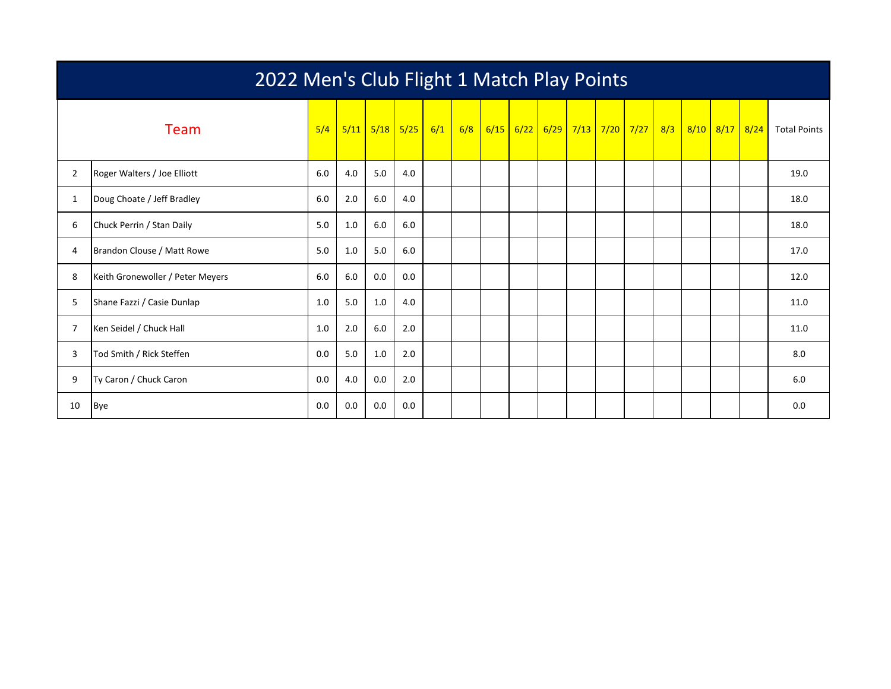# 2022 Men's Club Flight 1 Match Play Points

| | Team | 5/4 | 5/11 | 5/18 | 5/25 | 6/1 | 6/8 | 6/15 | 6/22 | 6/29 | 7/13 | 7/20 | 7/27 | 8/3 | 8/10 | 8/17 | 8/24 | Total Points |
|---|---|---|---|---|---|---|---|---|---|---|---|---|---|---|---|---|---|---|
| 2 | Roger Walters / Joe Elliott | 6.0 | 4.0 | 5.0 | 4.0 | | | | | | | | | | | | | 19.0 |
| 1 | Doug Choate / Jeff Bradley | 6.0 | 2.0 | 6.0 | 4.0 | | | | | | | | | | | | | 18.0 |
| 6 | Chuck Perrin / Stan Daily | 5.0 | 1.0 | 6.0 | 6.0 | | | | | | | | | | | | | 18.0 |
| 4 | Brandon Clouse / Matt Rowe | 5.0 | 1.0 | 5.0 | 6.0 | | | | | | | | | | | | | 17.0 |
| 8 | Keith Gronewoller / Peter Meyers | 6.0 | 6.0 | 0.0 | 0.0 | | | | | | | | | | | | | 12.0 |
| 5 | Shane Fazzi / Casie Dunlap | 1.0 | 5.0 | 1.0 | 4.0 | | | | | | | | | | | | | 11.0 |
| 7 | Ken Seidel / Chuck Hall | 1.0 | 2.0 | 6.0 | 2.0 | | | | | | | | | | | | | 11.0 |
| 3 | Tod Smith / Rick Steffen | 0.0 | 5.0 | 1.0 | 2.0 | | | | | | | | | | | | | 8.0 |
| 9 | Ty Caron / Chuck Caron | 0.0 | 4.0 | 0.0 | 2.0 | | | | | | | | | | | | | 6.0 |
| 10 | Bye | 0.0 | 0.0 | 0.0 | 0.0 | | | | | | | | | | | | | 0.0 |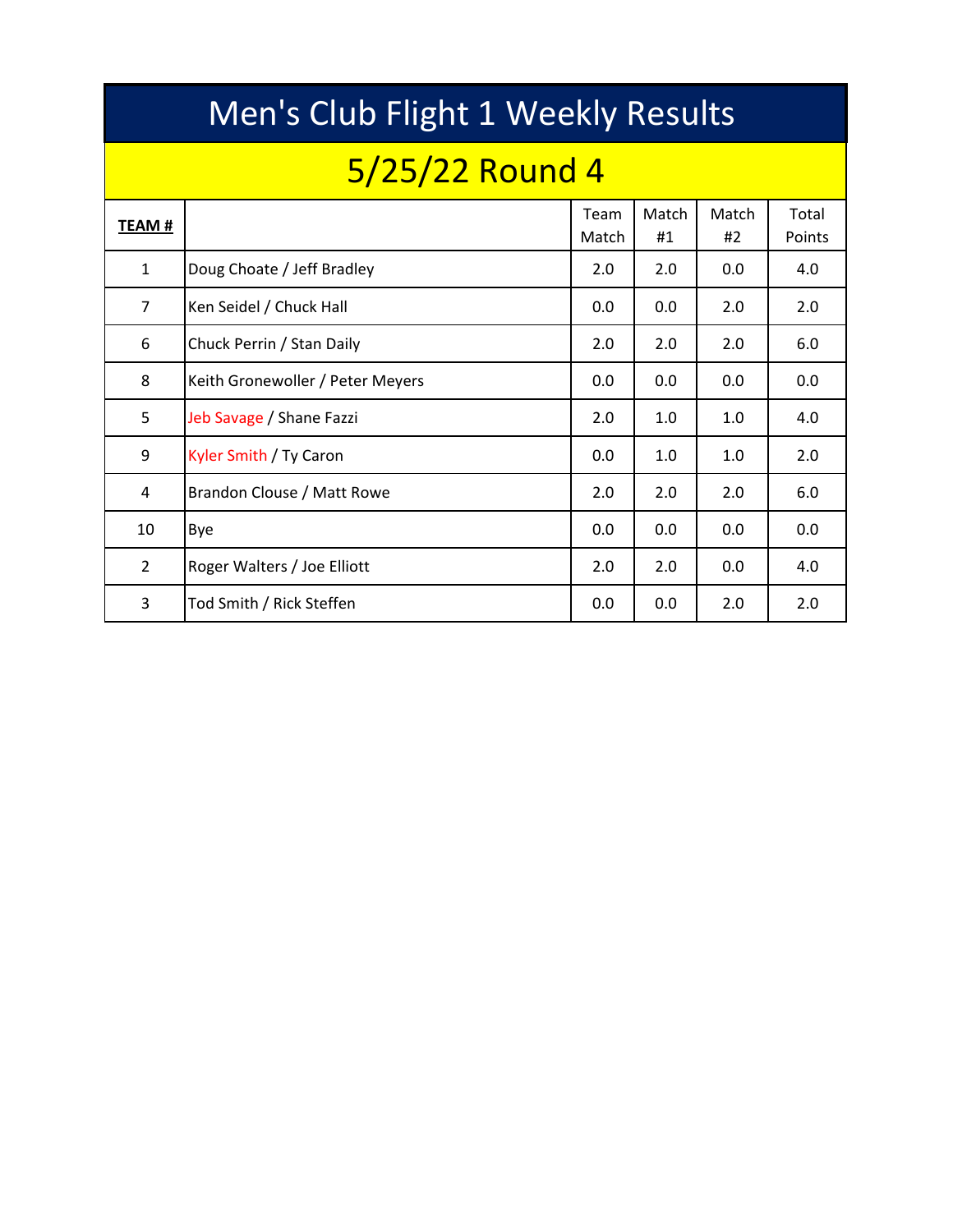# Men's Club Flight 1 Weekly Results

## 5/25/22 Round 4

| **TEAM #** | | Team Match | Match #1 | Match #2 | Total Points |
|---|---|---|---|---|---|
| 1 | Doug Choate / Jeff Bradley | 2.0 | 2.0 | 0.0 | 4.0 |
| 7 | Ken Seidel / Chuck Hall | 0.0 | 0.0 | 2.0 | 2.0 |
| 6 | Chuck Perrin / Stan Daily | 2.0 | 2.0 | 2.0 | 6.0 |
| 8 | Keith Gronewoller / Peter Meyers | 0.0 | 0.0 | 0.0 | 0.0 |
| 5 | Jeb Savage / Shane Fazzi | 2.0 | 1.0 | 1.0 | 4.0 |
| 9 | Kyler Smith / Ty Caron | 0.0 | 1.0 | 1.0 | 2.0 |
| 4 | Brandon Clouse / Matt Rowe | 2.0 | 2.0 | 2.0 | 6.0 |
| 10 | Bye | 0.0 | 0.0 | 0.0 | 0.0 |
| 2 | Roger Walters / Joe Elliott | 2.0 | 2.0 | 0.0 | 4.0 |
| 3 | Tod Smith / Rick Steffen | 0.0 | 0.0 | 2.0 | 2.0 |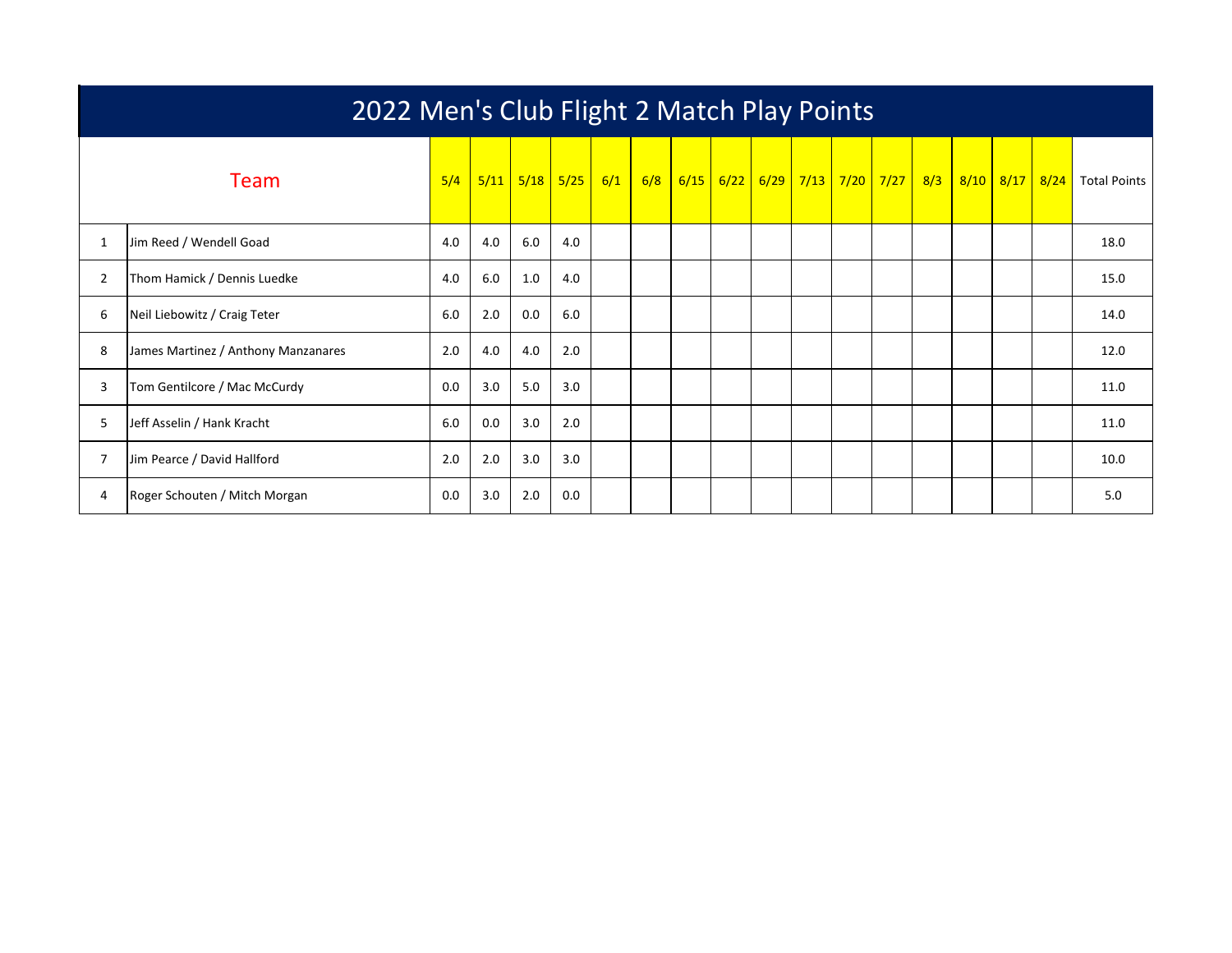# 2022 Men's Club Flight 2 Match Play Points

| | Team | 5/4 | 5/11 | 5/18 | 5/25 | 6/1 | 6/8 | 6/15 | 6/22 | 6/29 | 7/13 | 7/20 | 7/27 | 8/3 | 8/10 | 8/17 | 8/24 | Total Points |
|---|---|---|---|---|---|---|---|---|---|---|---|---|---|---|---|---|---|---|
| 1 | Jim Reed / Wendell Goad | 4.0 | 4.0 | 6.0 | 4.0 | | | | | | | | | | | | | 18.0 |
| 2 | Thom Hamick / Dennis Luedke | 4.0 | 6.0 | 1.0 | 4.0 | | | | | | | | | | | | | 15.0 |
| 6 | Neil Liebowitz / Craig Teter | 6.0 | 2.0 | 0.0 | 6.0 | | | | | | | | | | | | | 14.0 |
| 8 | James Martinez / Anthony Manzanares | 2.0 | 4.0 | 4.0 | 2.0 | | | | | | | | | | | | | 12.0 |
| 3 | Tom Gentilcore / Mac McCurdy | 0.0 | 3.0 | 5.0 | 3.0 | | | | | | | | | | | | | 11.0 |
| 5 | Jeff Asselin / Hank Kracht | 6.0 | 0.0 | 3.0 | 2.0 | | | | | | | | | | | | | 11.0 |
| 7 | Jim Pearce / David Hallford | 2.0 | 2.0 | 3.0 | 3.0 | | | | | | | | | | | | | 10.0 |
| 4 | Roger Schouten / Mitch Morgan | 0.0 | 3.0 | 2.0 | 0.0 | | | | | | | | | | | | | 5.0 |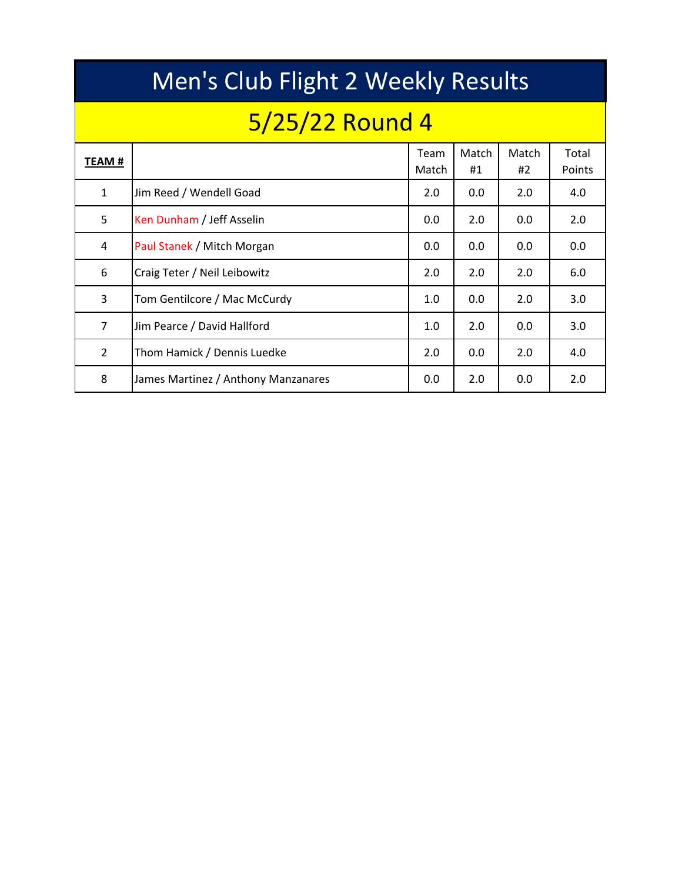# Men's Club Flight 2 Weekly Results

## 5/25/22 Round 4

| **TEAM #** | | Team Match | Match #1 | Match #2 | Total Points |
|---|---|---|---|---|---|
| 1 | Jim Reed / Wendell Goad | 2.0 | 0.0 | 2.0 | 4.0 |
| 5 | Ken Dunham / Jeff Asselin | 0.0 | 2.0 | 0.0 | 2.0 |
| 4 | Paul Stanek / Mitch Morgan | 0.0 | 0.0 | 0.0 | 0.0 |
| 6 | Craig Teter / Neil Leibowitz | 2.0 | 2.0 | 2.0 | 6.0 |
| 3 | Tom Gentilcore / Mac McCurdy | 1.0 | 0.0 | 2.0 | 3.0 |
| 7 | Jim Pearce / David Hallford | 1.0 | 2.0 | 0.0 | 3.0 |
| 2 | Thom Hamick / Dennis Luedke | 2.0 | 0.0 | 2.0 | 4.0 |
| 8 | James Martinez / Anthony Manzanares | 0.0 | 2.0 | 0.0 | 2.0 |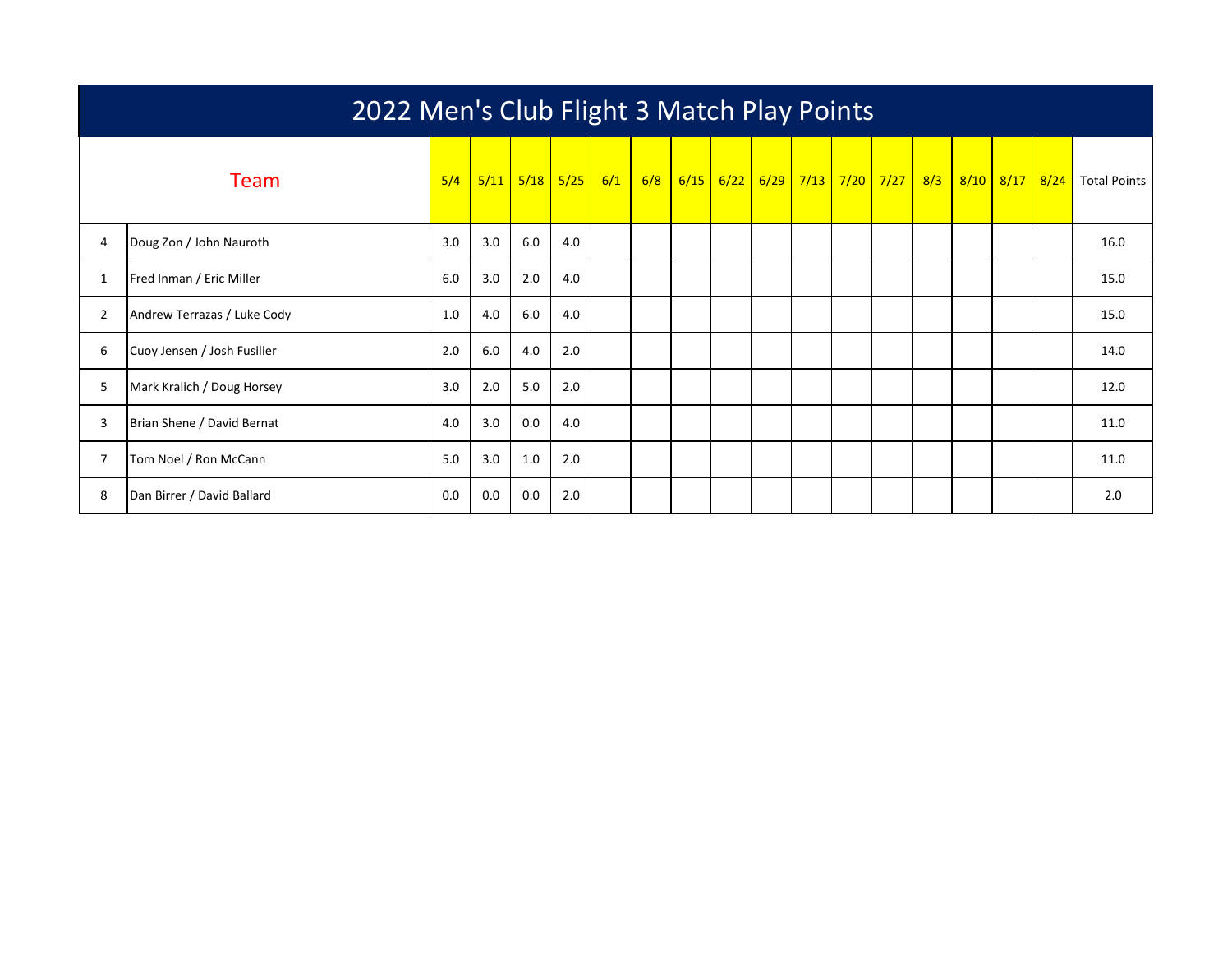# 2022 Men's Club Flight 3 Match Play Points

| | Team | 5/4 | 5/11 | 5/18 | 5/25 | 6/1 | 6/8 | 6/15 | 6/22 | 6/29 | 7/13 | 7/20 | 7/27 | 8/3 | 8/10 | 8/17 | 8/24 | Total Points |
|---|---|---|---|---|---|---|---|---|---|---|---|---|---|---|---|---|---|---|
| 4 | Doug Zon / John Nauroth | 3.0 | 3.0 | 6.0 | 4.0 | | | | | | | | | | | | | 16.0 |
| 1 | Fred Inman / Eric Miller | 6.0 | 3.0 | 2.0 | 4.0 | | | | | | | | | | | | | 15.0 |
| 2 | Andrew Terrazas / Luke Cody | 1.0 | 4.0 | 6.0 | 4.0 | | | | | | | | | | | | | 15.0 |
| 6 | Cuoy Jensen / Josh Fusilier | 2.0 | 6.0 | 4.0 | 2.0 | | | | | | | | | | | | | 14.0 |
| 5 | Mark Kralich / Doug Horsey | 3.0 | 2.0 | 5.0 | 2.0 | | | | | | | | | | | | | 12.0 |
| 3 | Brian Shene / David Bernat | 4.0 | 3.0 | 0.0 | 4.0 | | | | | | | | | | | | | 11.0 |
| 7 | Tom Noel / Ron McCann | 5.0 | 3.0 | 1.0 | 2.0 | | | | | | | | | | | | | 11.0 |
| 8 | Dan Birrer / David Ballard | 0.0 | 0.0 | 0.0 | 2.0 | | | | | | | | | | | | | 2.0 |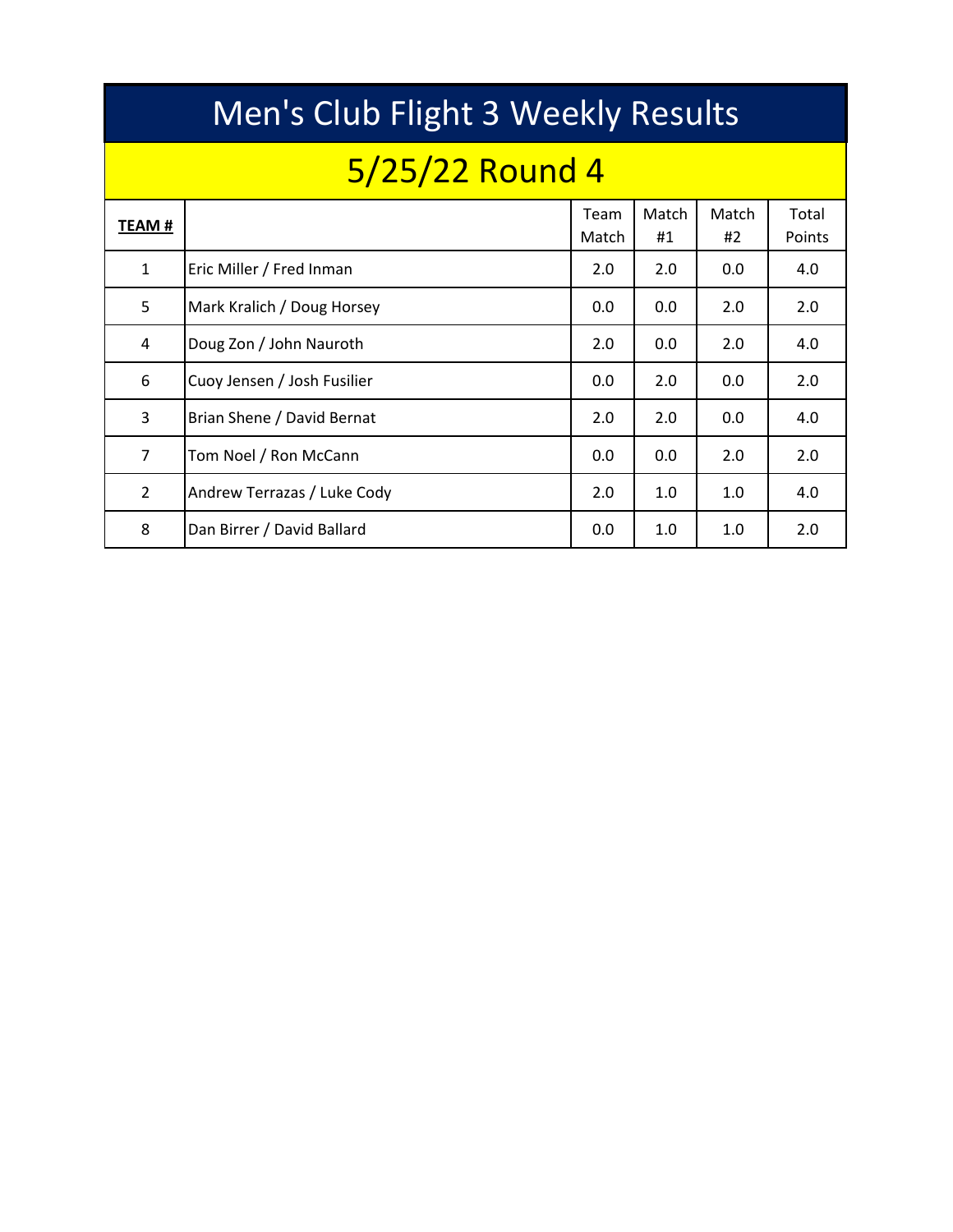# Men's Club Flight 3 Weekly Results

## 5/25/22 Round 4

| **TEAM #** | | Team Match | Match #1 | Match #2 | Total Points |
|---|---|---|---|---|---|
| 1 | Eric Miller / Fred Inman | 2.0 | 2.0 | 0.0 | 4.0 |
| 5 | Mark Kralich / Doug Horsey | 0.0 | 0.0 | 2.0 | 2.0 |
| 4 | Doug Zon / John Nauroth | 2.0 | 0.0 | 2.0 | 4.0 |
| 6 | Cuoy Jensen / Josh Fusilier | 0.0 | 2.0 | 0.0 | 2.0 |
| 3 | Brian Shene / David Bernat | 2.0 | 2.0 | 0.0 | 4.0 |
| 7 | Tom Noel / Ron McCann | 0.0 | 0.0 | 2.0 | 2.0 |
| 2 | Andrew Terrazas / Luke Cody | 2.0 | 1.0 | 1.0 | 4.0 |
| 8 | Dan Birrer / David Ballard | 0.0 | 1.0 | 1.0 | 2.0 |